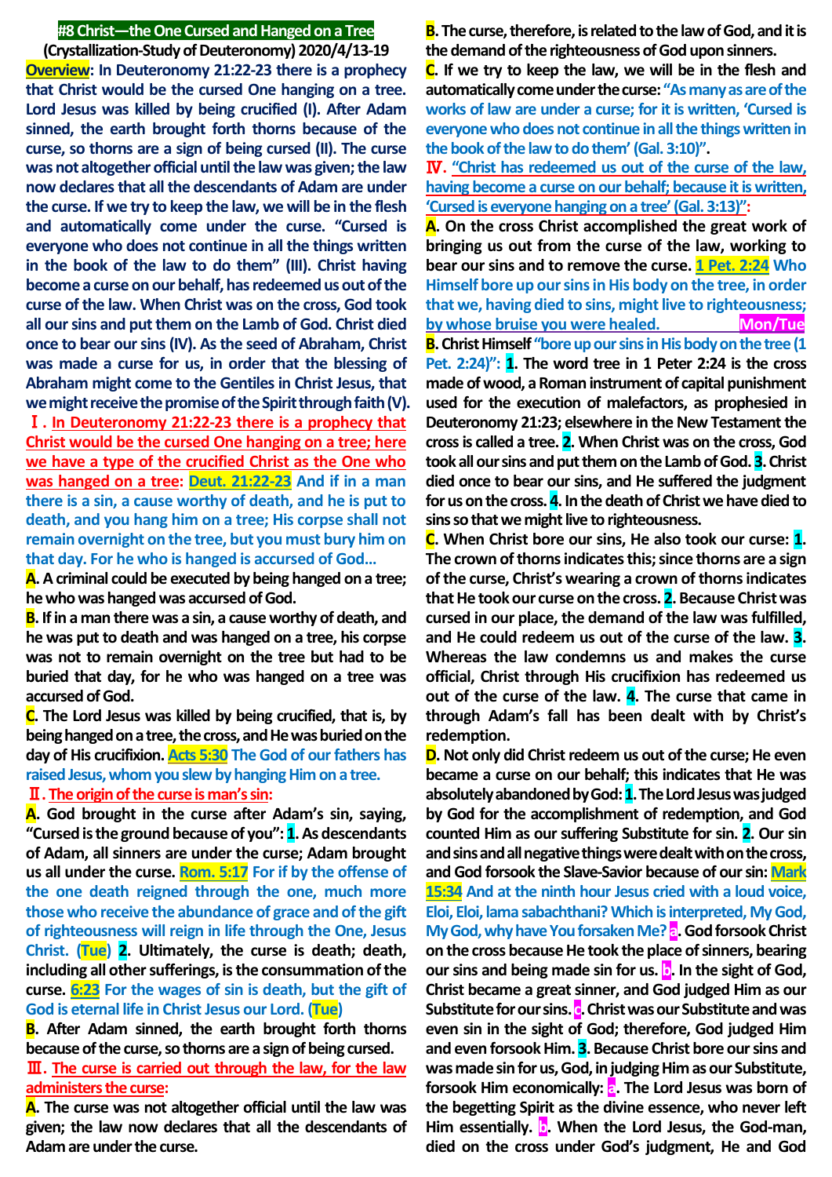# #8 Christ—the One Cursed and Hanged on a Tree

**(Crystallization-Study of Deuteronomy) 2020/4/13-19**

**Overview: In Deuteronomy 21:22-23 there is a prophecy that Christ would be the cursed One hanging on a tree. Lord Jesus was killed by being crucified (I). After Adam sinned, the earth brought forth thorns because of the curse, so thorns are a sign of being cursed (II). The curse was not altogether official until the law was given; the law now declares that all the descendants of Adam are under the curse. If we try to keep the law, we will be in the flesh and automatically come under the curse. "Cursed is everyone who does not continue in all the things written in the book of the law to do them" (III). Christ having become a curse on our behalf, has redeemed us out of the curse of the law. When Christ was on the cross, God took all our sins and put them on the Lamb of God. Christ died once to bear our sins (IV). As the seed of Abraham, Christ was made a curse for us, in order that the blessing of Abraham might come to the Gentiles in Christ Jesus, that we might receive the promise of the Spirit through faith (V).**

## Ⅰ. In Deuteronomy 21:22-23 there is a prophecy that Christ would be the cursed One hanging on a tree; here we have a type of the crucified Christ as the One who was hanged on a tree:

**Deut. 21:22-23** And if in a man there is a sin, a cause worthy of death, and he is put to death, and you hang him on a tree; His corpse shall not remain overnight on the tree, but you must bury him on that day. For he who is hanged is accursed of God...

**A**. A criminal could be executed by being hanged on a tree; he who was hanged was accursed of God.

**B**. If in a man there was a sin, a cause worthy of death, and he was put to death and was hanged on a tree, his corpse was not to remain overnight on the tree but had to be buried that day, for he who was hanged on a tree was accursed of God.

**C**. The Lord Jesus was killed by being crucified, that is, by being hanged on a tree, the cross, and He was buried on the day of His crucifixion. **Acts 5:30** The God of our fathers has raised Jesus, whom you slew by hanging Him on a tree.

## Ⅱ. The origin of the curse is man's sin:

**A**. God brought in the curse after Adam's sin, saying, "Cursed is the ground because of you": **1**. As descendants of Adam, all sinners are under the curse; Adam brought us all under the curse. **Rom. 5:17** For if by the offense of the one death reigned through the one, much more those who receive the abundance of grace and of the gift of righteousness will reign in life through the One, Jesus Christ. (**Tue**) **2**. Ultimately, the curse is death; death, including all other sufferings, is the consummation of the curse. **6:23** For the wages of sin is death, but the gift of God is eternal life in Christ Jesus our Lord. (**Tue**)

**B**. After Adam sinned, the earth brought forth thorns because of the curse, so thorns are a sign of being cursed.

## Ⅲ. The curse is carried out through the law, for the law administers the curse:

**A**. The curse was not altogether official until the law was given; the law now declares that all the descendants of Adam are under the curse.

**B**. The curse, therefore, is related to the law of God, and it is the demand of the righteousness of God upon sinners.

**C**. If we try to keep the law, we will be in the flesh and automatically come under the curse: "As many as are of the works of law are under a curse; for it is written, 'Cursed is everyone who does not continue in all the things written in the book of the law to do them' (Gal. 3:10)".

## Ⅳ. "Christ has redeemed us out of the curse of the law, having become a curse on our behalf; because it is written, 'Cursed is everyone hanging on a tree' (Gal. 3:13)":

**A**. On the cross Christ accomplished the great work of bringing us out from the curse of the law, working to bear our sins and to remove the curse. **1 Pet. 2:24** Who Himself bore up our sins in His body on the tree, in order that we, having died to sins, might live to righteousness; by whose bruise you were healed. **Mon/Tue**

**B**. Christ Himself "bore up our sins in His body on the tree (1 Pet. 2:24)": **1**. The word tree in 1 Peter 2:24 is the cross made of wood, a Roman instrument of capital punishment used for the execution of malefactors, as prophesied in Deuteronomy 21:23; elsewhere in the New Testament the cross is called a tree. **2**. When Christ was on the cross, God took all our sins and put them on the Lamb of God. **3**. Christ died once to bear our sins, and He suffered the judgment for us on the cross. **4**. In the death of Christ we have died to sins so that we might live to righteousness.

**C**. When Christ bore our sins, He also took our curse: **1**. The crown of thorns indicates this; since thorns are a sign of the curse, Christ's wearing a crown of thorns indicates that He took our curse on the cross. **2**. Because Christ was cursed in our place, the demand of the law was fulfilled, and He could redeem us out of the curse of the law. **3**. Whereas the law condemns us and makes the curse official, Christ through His crucifixion has redeemed us out of the curse of the law. **4**. The curse that came in through Adam's fall has been dealt with by Christ's redemption.

**D**. Not only did Christ redeem us out of the curse; He even became a curse on our behalf; this indicates that He was absolutely abandoned by God: **1**. The Lord Jesus was judged by God for the accomplishment of redemption, and God counted Him as our suffering Substitute for sin. **2**. Our sin and sins and all negative things were dealt with on the cross, and God forsook the Slave-Savior because of our sin: **Mark 15:34** And at the ninth hour Jesus cried with a loud voice, Eloi, Eloi, lama sabachthani? Which is interpreted, My God, My God, why have You forsaken Me? **a**. God forsook Christ on the cross because He took the place of sinners, bearing our sins and being made sin for us. **b**. In the sight of God, Christ became a great sinner, and God judged Him as our Substitute for our sins. **c**. Christ was our Substitute and was even sin in the sight of God; therefore, God judged Him and even forsook Him. **3**. Because Christ bore our sins and was made sin for us, God, in judging Him as our Substitute, forsook Him economically: **a**. The Lord Jesus was born of the begetting Spirit as the divine essence, who never left Him essentially. **b**. When the Lord Jesus, the God-man, died on the cross under God's judgment, He and God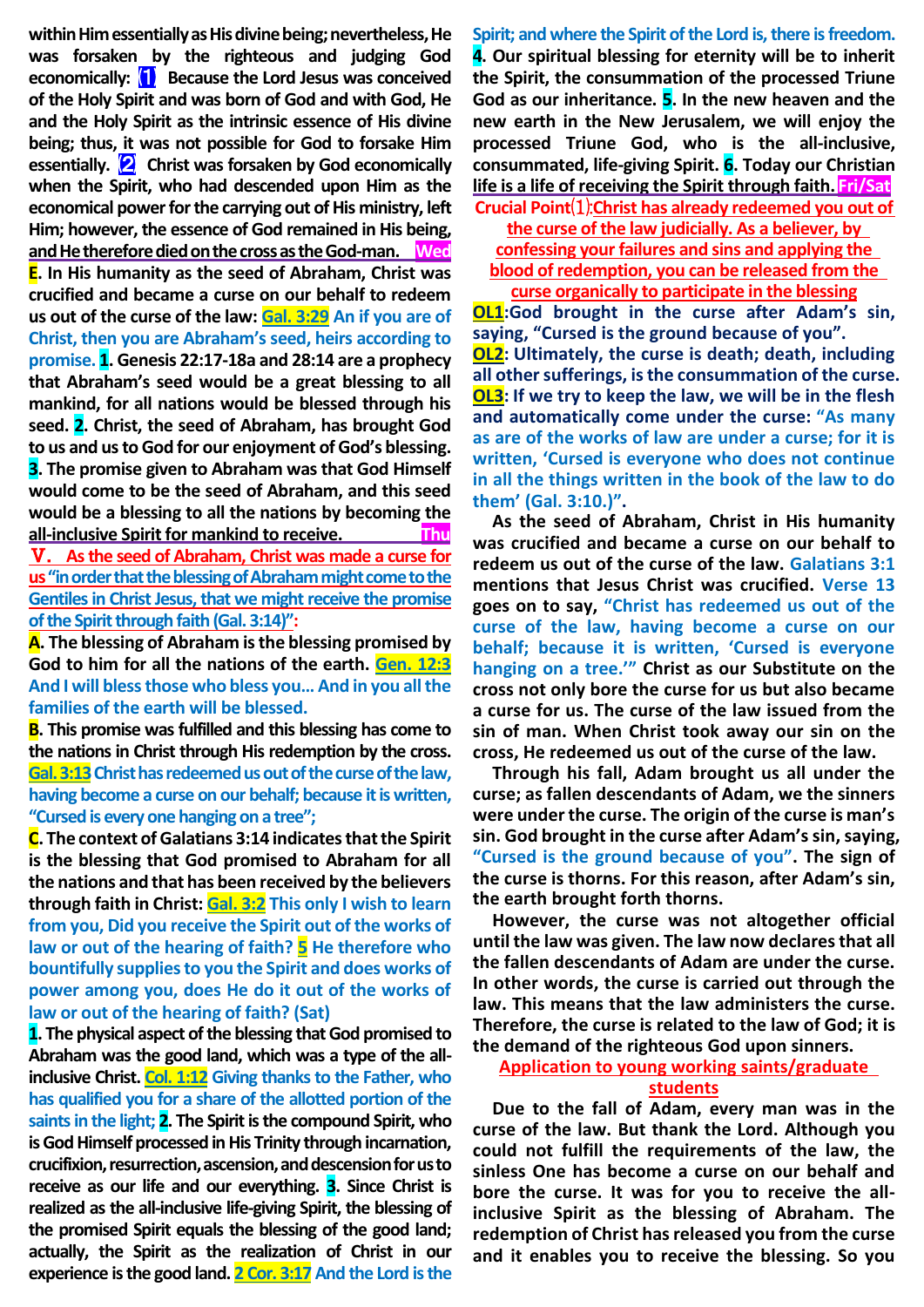within Him essentially as His divine being; nevertheless, He was forsaken by the righteous and judging God economically: ⑴ Because the Lord Jesus was conceived of the Holy Spirit and was born of God and with God, He and the Holy Spirit as the intrinsic essence of His divine being; thus, it was not possible for God to forsake Him essentially. ⑵ Christ was forsaken by God economically when the Spirit, who had descended upon Him as the economical power for the carrying out of His ministry, left Him; however, the essence of God remained in His being, and He therefore died on the cross as the God-man. **Wed**

**E**. In His humanity as the seed of Abraham, Christ was crucified and became a curse on our behalf to redeem us out of the curse of the law: **Gal. 3:29** An if you are of Christ, then you are Abraham's seed, heirs according to promise. **1**. Genesis 22:17-18a and 28:14 are a prophecy that Abraham's seed would be a great blessing to all mankind, for all nations would be blessed through his seed. **2**. Christ, the seed of Abraham, has brought God to us and us to God for our enjoyment of God's blessing. **3**. The promise given to Abraham was that God Himself would come to be the seed of Abraham, and this seed would be a blessing to all the nations by becoming the all-inclusive Spirit for mankind to receive. **Thu**

**Ⅴ. As the seed of Abraham, Christ was made a curse for us "in order that the blessing of Abraham might come to the Gentiles in Christ Jesus, that we might receive the promise of the Spirit through faith (Gal. 3:14)":**

**A**. The blessing of Abraham is the blessing promised by God to him for all the nations of the earth. **Gen. 12:3** And I will bless those who bless you… And in you all the families of the earth will be blessed.

**B**. This promise was fulfilled and this blessing has come to the nations in Christ through His redemption by the cross. **Gal. 3:13** Christ has redeemed us out of the curse of the law, having become a curse on our behalf; because it is written, "Cursed is every one hanging on a tree";

**C**. The context of Galatians 3:14 indicates that the Spirit is the blessing that God promised to Abraham for all the nations and that has been received by the believers through faith in Christ: **Gal. 3:2** This only I wish to learn from you, Did you receive the Spirit out of the works of law or out of the hearing of faith? **5** He therefore who bountifully supplies to you the Spirit and does works of power among you, does He do it out of the works of law or out of the hearing of faith? (Sat)

**1**. The physical aspect of the blessing that God promised to Abraham was the good land, which was a type of the all-inclusive Christ. **Col. 1:12** Giving thanks to the Father, who has qualified you for a share of the allotted portion of the saints in the light; **2**. The Spirit is the compound Spirit, who is God Himself processed in His Trinity through incarnation, crucifixion, resurrection, ascension, and descension for us to receive as our life and our everything. **3**. Since Christ is realized as the all-inclusive life-giving Spirit, the blessing of the promised Spirit equals the blessing of the good land; actually, the Spirit as the realization of Christ in our experience is the good land. **2 Cor. 3:17** And the Lord is the Spirit; and where the Spirit of the Lord is, there is freedom. **4**. Our spiritual blessing for eternity will be to inherit the Spirit, the consummation of the processed Triune God as our inheritance. **5**. In the new heaven and the new earth in the New Jerusalem, we will enjoy the processed Triune God, who is the all-inclusive, consummated, life-giving Spirit. **6**. Today our Christian life is a life of receiving the Spirit through faith. **Fri/Sat**

**Crucial Point⑴: Christ has already redeemed you out of the curse of the law judicially. As a believer, by confessing your failures and sins and applying the blood of redemption, you can be released from the curse organically to participate in the blessing**

**OL1**: God brought in the curse after Adam's sin, saying, "Cursed is the ground because of you".

**OL2**: Ultimately, the curse is death; death, including all other sufferings, is the consummation of the curse.

**OL3**: If we try to keep the law, we will be in the flesh and automatically come under the curse: "As many as are of the works of law are under a curse; for it is written, 'Cursed is everyone who does not continue in all the things written in the book of the law to do them' (Gal. 3:10.)".

As the seed of Abraham, Christ in His humanity was crucified and became a curse on our behalf to redeem us out of the curse of the law. Galatians 3:1 mentions that Jesus Christ was crucified. Verse 13 goes on to say, "Christ has redeemed us out of the curse of the law, having become a curse on our behalf; because it is written, 'Cursed is everyone hanging on a tree.'" Christ as our Substitute on the cross not only bore the curse for us but also became a curse for us. The curse of the law issued from the sin of man. When Christ took away our sin on the cross, He redeemed us out of the curse of the law.

Through his fall, Adam brought us all under the curse; as fallen descendants of Adam, we the sinners were under the curse. The origin of the curse is man's sin. God brought in the curse after Adam's sin, saying, "Cursed is the ground because of you". The sign of the curse is thorns. For this reason, after Adam's sin, the earth brought forth thorns.

However, the curse was not altogether official until the law was given. The law now declares that all the fallen descendants of Adam are under the curse. In other words, the curse is carried out through the law. This means that the law administers the curse. Therefore, the curse is related to the law of God; it is the demand of the righteous God upon sinners.

**Application to young working saints/graduate students**

Due to the fall of Adam, every man was in the curse of the law. But thank the Lord. Although you could not fulfill the requirements of the law, the sinless One has become a curse on our behalf and bore the curse. It was for you to receive the all-inclusive Spirit as the blessing of Abraham. The redemption of Christ has released you from the curse and it enables you to receive the blessing. So you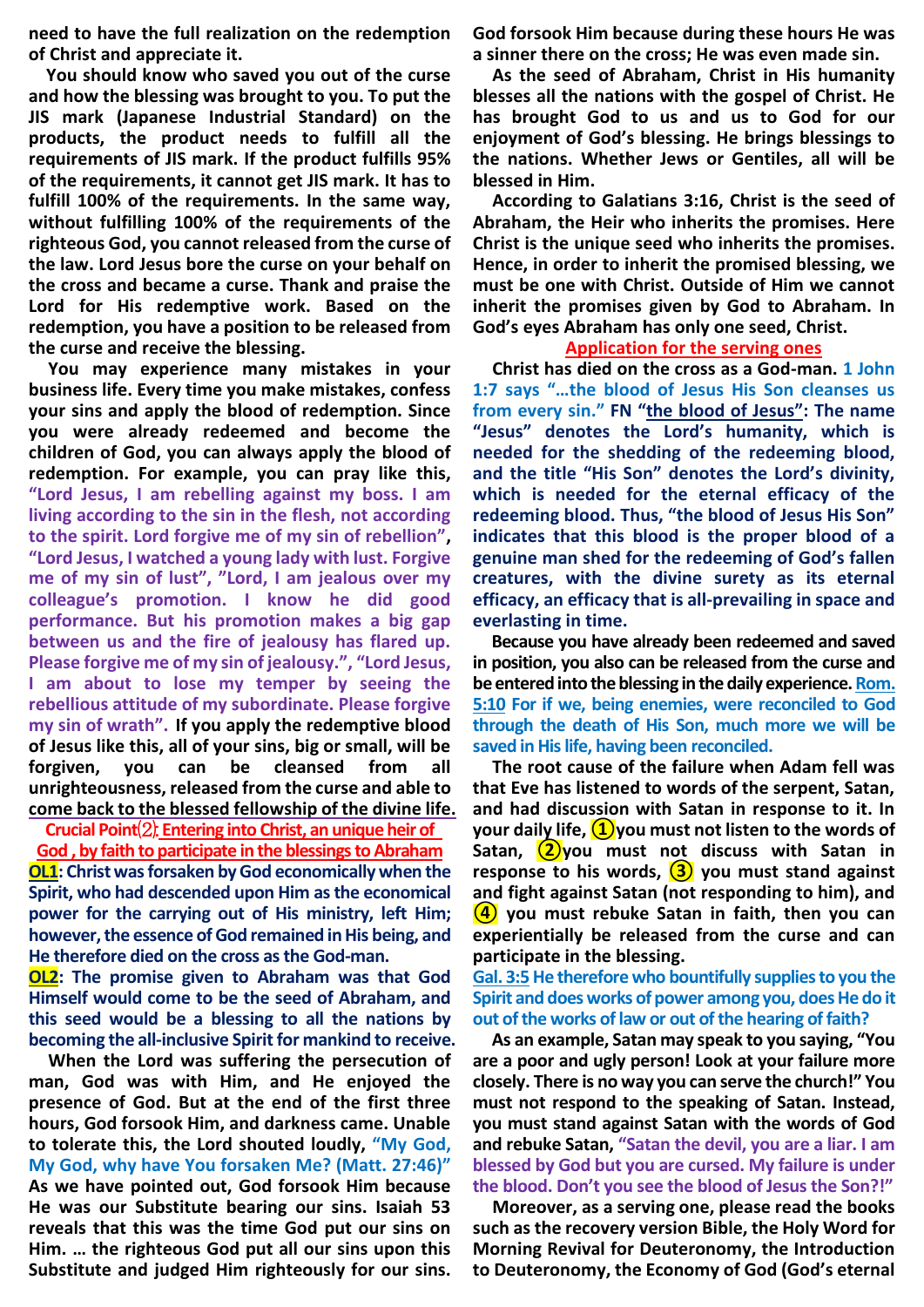need to have the full realization on the redemption of Christ and appreciate it.

You should know who saved you out of the curse and how the blessing was brought to you. To put the JIS mark (Japanese Industrial Standard) on the products, the product needs to fulfill all the requirements of JIS mark. If the product fulfills 95% of the requirements, it cannot get JIS mark. It has to fulfill 100% of the requirements. In the same way, without fulfilling 100% of the requirements of the righteous God, you cannot released from the curse of the law. Lord Jesus bore the curse on your behalf on the cross and became a curse. Thank and praise the Lord for His redemptive work. Based on the redemption, you have a position to be released from the curse and receive the blessing.

You may experience many mistakes in your business life. Every time you make mistakes, confess your sins and apply the blood of redemption. Since you were already redeemed and become the children of God, you can always apply the blood of redemption. For example, you can pray like this, "Lord Jesus, I am rebelling against my boss. I am living according to the sin in the flesh, not according to the spirit. Lord forgive me of my sin of rebellion", "Lord Jesus, I watched a young lady with lust. Forgive me of my sin of lust", "Lord, I am jealous over my colleague's promotion. I know he did good performance. But his promotion makes a big gap between us and the fire of jealousy has flared up. Please forgive me of my sin of jealousy.", "Lord Jesus, I am about to lose my temper by seeing the rebellious attitude of my subordinate. Please forgive my sin of wrath". If you apply the redemptive blood of Jesus like this, all of your sins, big or small, will be forgiven, you can be cleansed from all unrighteousness, released from the curse and able to come back to the blessed fellowship of the divine life.

**Crucial Point⑵: Entering into Christ, an unique heir of God , by faith to participate in the blessings to Abraham**

**OL1: Christ was forsaken by God economically when the Spirit, who had descended upon Him as the economical power for the carrying out of His ministry, left Him; however, the essence of God remained in His being, and He therefore died on the cross as the God-man.**

**OL2: The promise given to Abraham was that God Himself would come to be the seed of Abraham, and this seed would be a blessing to all the nations by becoming the all-inclusive Spirit for mankind to receive.**

When the Lord was suffering the persecution of man, God was with Him, and He enjoyed the presence of God. But at the end of the first three hours, God forsook Him, and darkness came. Unable to tolerate this, the Lord shouted loudly, "My God, My God, why have You forsaken Me? (Matt. 27:46)" As we have pointed out, God forsook Him because He was our Substitute bearing our sins. Isaiah 53 reveals that this was the time God put our sins on Him. … the righteous God put all our sins upon this Substitute and judged Him righteously for our sins. God forsook Him because during these hours He was a sinner there on the cross; He was even made sin.

As the seed of Abraham, Christ in His humanity blesses all the nations with the gospel of Christ. He has brought God to us and us to God for our enjoyment of God's blessing. He brings blessings to the nations. Whether Jews or Gentiles, all will be blessed in Him.

According to Galatians 3:16, Christ is the seed of Abraham, the Heir who inherits the promises. Here Christ is the unique seed who inherits the promises. Hence, in order to inherit the promised blessing, we must be one with Christ. Outside of Him we cannot inherit the promises given by God to Abraham. In God's eyes Abraham has only one seed, Christ.

**Application for the serving ones**

**Christ has died on the cross as a God-man. 1 John 1:7 says "…the blood of Jesus His Son cleanses us from every sin." FN "the blood of Jesus": The name "Jesus" denotes the Lord's humanity, which is needed for the shedding of the redeeming blood, and the title "His Son" denotes the Lord's divinity, which is needed for the eternal efficacy of the redeeming blood. Thus, "the blood of Jesus His Son" indicates that this blood is the proper blood of a genuine man shed for the redeeming of God's fallen creatures, with the divine surety as its eternal efficacy, an efficacy that is all-prevailing in space and everlasting in time.**

**Because you have already been redeemed and saved in position, you also can be released from the curse and be entered into the blessing in the daily experience. Rom. 5:10 For if we, being enemies, were reconciled to God through the death of His Son, much more we will be saved in His life, having been reconciled.**

The root cause of the failure when Adam fell was that Eve has listened to words of the serpent, Satan, and had discussion with Satan in response to it. In your daily life, ①you must not listen to the words of Satan, ②you must not discuss with Satan in response to his words, ③ you must stand against and fight against Satan (not responding to him), and ④ you must rebuke Satan in faith, then you can experientially be released from the curse and can participate in the blessing.

**Gal. 3:5 He therefore who bountifully supplies to you the Spirit and does works of power among you, does He do it out of the works of law or out of the hearing of faith?**

As an example, Satan may speak to you saying, "You are a poor and ugly person! Look at your failure more closely. There is no way you can serve the church!" You must not respond to the speaking of Satan. Instead, you must stand against Satan with the words of God and rebuke Satan, "Satan the devil, you are a liar. I am blessed by God but you are cursed. My failure is under the blood. Don't you see the blood of Jesus the Son?!"

Moreover, as a serving one, please read the books such as the recovery version Bible, the Holy Word for Morning Revival for Deuteronomy, the Introduction to Deuteronomy, the Economy of God (God's eternal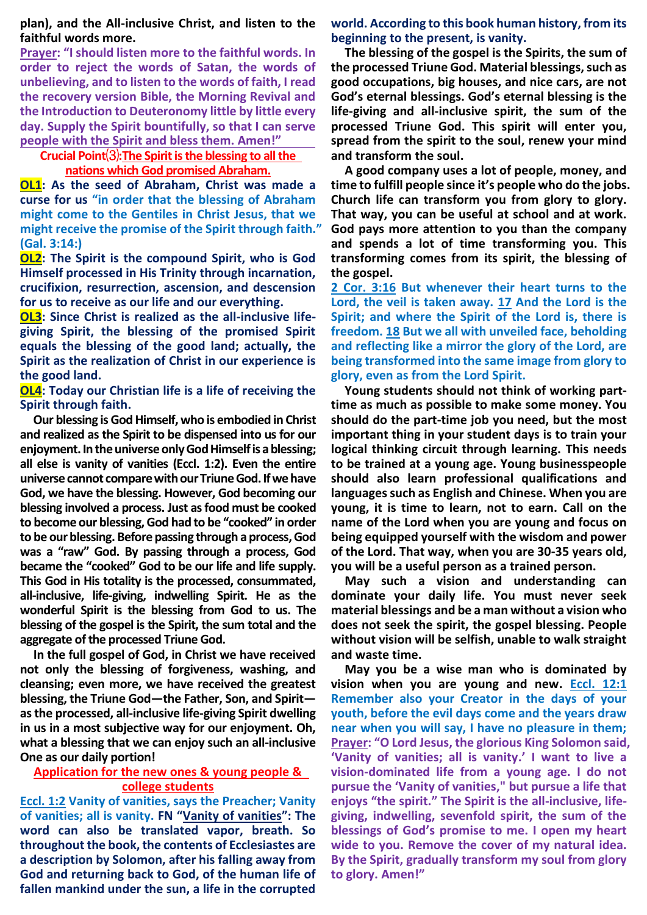plan), and the All-inclusive Christ, and listen to the faithful words more.

**Prayer: "I should listen more to the faithful words. In order to reject the words of Satan, the words of unbelieving, and to listen to the words of faith, I read the recovery version Bible, the Morning Revival and the Introduction to Deuteronomy little by little every day. Supply the Spirit bountifully, so that I can serve people with the Spirit and bless them. Amen!"**

## Crucial Point⑶:The Spirit is the blessing to all the nations which God promised Abraham.

**OL1: As the seed of Abraham, Christ was made a curse for us "in order that the blessing of Abraham might come to the Gentiles in Christ Jesus, that we might receive the promise of the Spirit through faith." (Gal. 3:14:)**

**OL2: The Spirit is the compound Spirit, who is God Himself processed in His Trinity through incarnation, crucifixion, resurrection, ascension, and descension for us to receive as our life and our everything.**

**OL3: Since Christ is realized as the all-inclusive life-giving Spirit, the blessing of the promised Spirit equals the blessing of the good land; actually, the Spirit as the realization of Christ in our experience is the good land.**

**OL4: Today our Christian life is a life of receiving the Spirit through faith.**

Our blessing is God Himself, who is embodied in Christ and realized as the Spirit to be dispensed into us for our enjoyment. In the universe only God Himself is a blessing; all else is vanity of vanities (Eccl. 1:2). Even the entire universe cannot compare with our Triune God. If we have God, we have the blessing. However, God becoming our blessing involved a process. Just as food must be cooked to become our blessing, God had to be "cooked" in order to be our blessing. Before passing through a process, God was a "raw" God. By passing through a process, God became the "cooked" God to be our life and life supply. This God in His totality is the processed, consummated, all-inclusive, life-giving, indwelling Spirit. He as the wonderful Spirit is the blessing from God to us. The blessing of the gospel is the Spirit, the sum total and the aggregate of the processed Triune God.

In the full gospel of God, in Christ we have received not only the blessing of forgiveness, washing, and cleansing; even more, we have received the greatest blessing, the Triune God—the Father, Son, and Spirit—as the processed, all-inclusive life-giving Spirit dwelling in us in a most subjective way for our enjoyment. Oh, what a blessing that we can enjoy such an all-inclusive One as our daily portion!

## Application for the new ones & young people & college students

**Eccl. 1:2 Vanity of vanities, says the Preacher; Vanity of vanities; all is vanity. FN "Vanity of vanities": The word can also be translated vapor, breath. So throughout the book, the contents of Ecclesiastes are a description by Solomon, after his falling away from God and returning back to God, of the human life of fallen mankind under the sun, a life in the corrupted world. According to this book human history, from its beginning to the present, is vanity.**

The blessing of the gospel is the Spirits, the sum of the processed Triune God. Material blessings, such as good occupations, big houses, and nice cars, are not God's eternal blessings. God's eternal blessing is the life-giving and all-inclusive spirit, the sum of the processed Triune God. This spirit will enter you, spread from the spirit to the soul, renew your mind and transform the soul.

A good company uses a lot of people, money, and time to fulfill people since it's people who do the jobs. Church life can transform you from glory to glory. That way, you can be useful at school and at work. God pays more attention to you than the company and spends a lot of time transforming you. This transforming comes from its spirit, the blessing of the gospel.

**2 Cor. 3:16 But whenever their heart turns to the Lord, the veil is taken away. 17 And the Lord is the Spirit; and where the Spirit of the Lord is, there is freedom. 18 But we all with unveiled face, beholding and reflecting like a mirror the glory of the Lord, are being transformed into the same image from glory to glory, even as from the Lord Spirit.**

Young students should not think of working part-time as much as possible to make some money. You should do the part-time job you need, but the most important thing in your student days is to train your logical thinking circuit through learning. This needs to be trained at a young age. Young businesspeople should also learn professional qualifications and languages such as English and Chinese. When you are young, it is time to learn, not to earn. Call on the name of the Lord when you are young and focus on being equipped yourself with the wisdom and power of the Lord. That way, when you are 30-35 years old, you will be a useful person as a trained person.

May such a vision and understanding can dominate your daily life. You must never seek material blessings and be a man without a vision who does not seek the spirit, the gospel blessing. People without vision will be selfish, unable to walk straight and waste time.

May you be a wise man who is dominated by vision when you are young and new. **Eccl. 12:1 Remember also your Creator in the days of your youth, before the evil days come and the years draw near when you will say, I have no pleasure in them;**

**Prayer: "O Lord Jesus, the glorious King Solomon said, 'Vanity of vanities; all is vanity.' I want to live a vision-dominated life from a young age. I do not pursue the 'Vanity of vanities," but pursue a life that enjoys "the spirit." The Spirit is the all-inclusive, life-giving, indwelling, sevenfold spirit, the sum of the blessings of God's promise to me. I open my heart wide to you. Remove the cover of my natural idea. By the Spirit, gradually transform my soul from glory to glory. Amen!"**